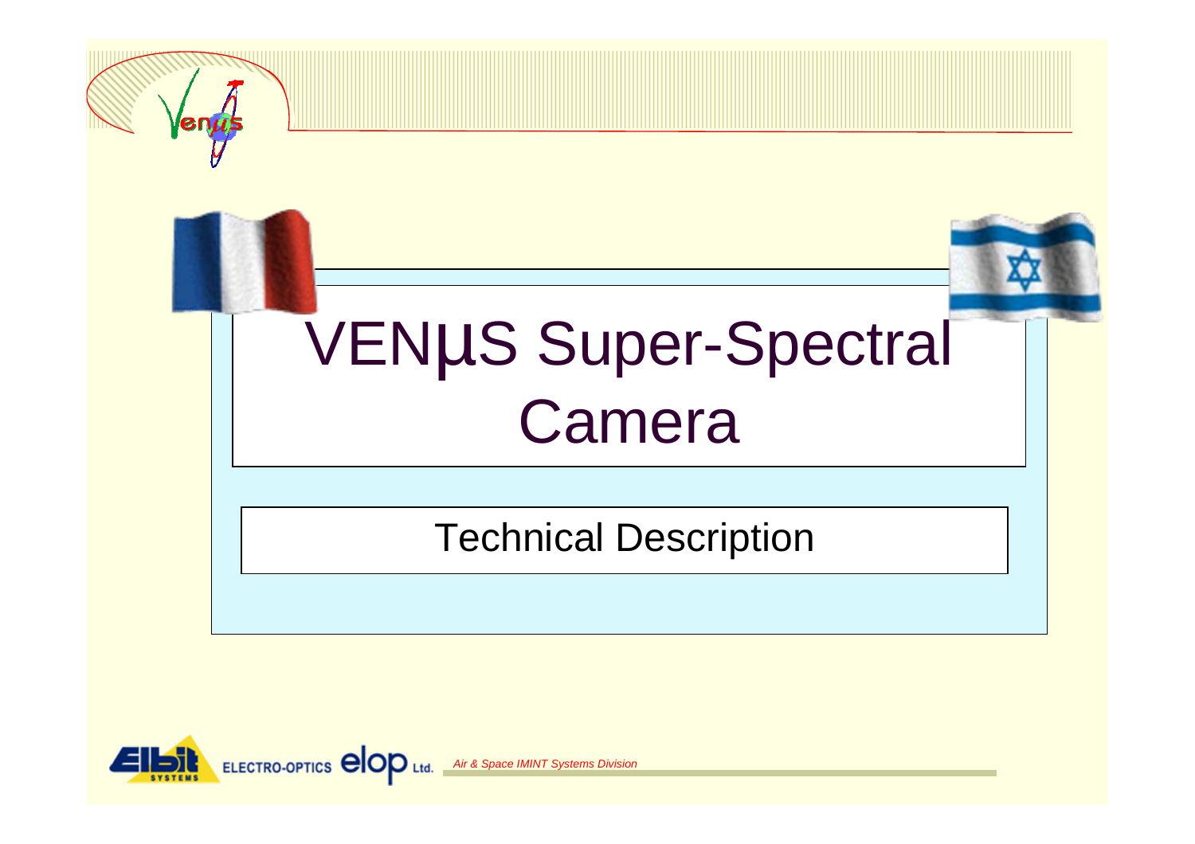# VENμS Super-Spectral Camera

## Technical Description

ELECTRO-OPTICS elop Ltd. *Air & Space IMINT Systems Division*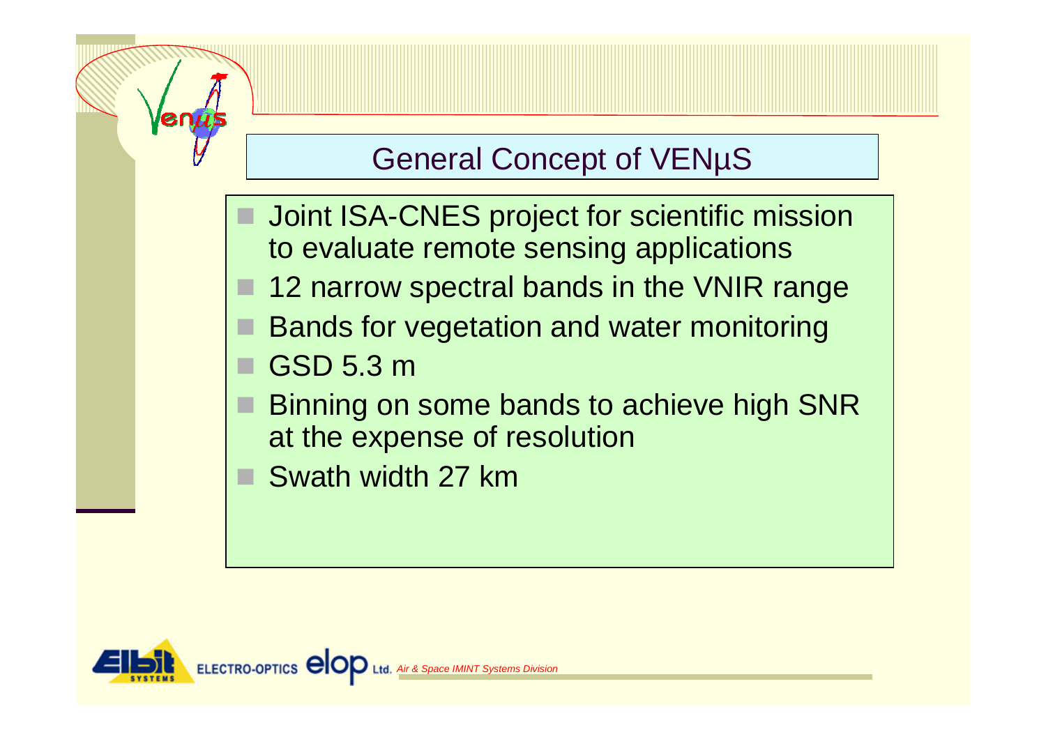## General Concept of VENµS

- Joint ISA-CNES project for scientific mission to evaluate remote sensing applications
- 12 narrow spectral bands in the VNIR range
- Bands for vegetation and water monitoring
- GSD 5.3 m
- Binning on some bands to achieve high SNR at the expense of resolution
- Swath width 27 km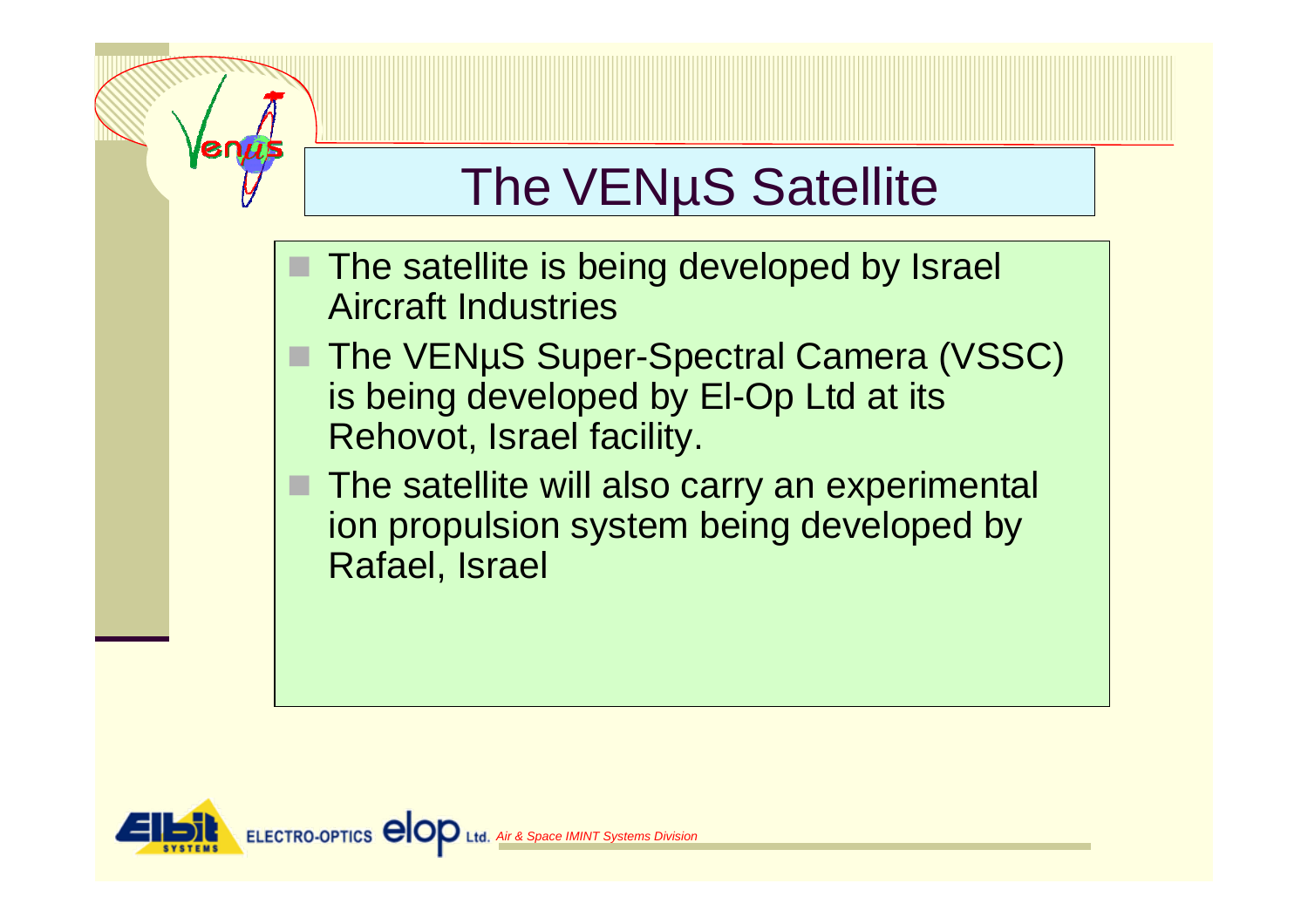# The VENμS Satellite

- The satellite is being developed by Israel Aircraft Industries
- The VENμS Super-Spectral Camera (VSSC) is being developed by El-Op Ltd at its Rehovot, Israel facility.
- The satellite will also carry an experimental ion propulsion system being developed by Rafael, Israel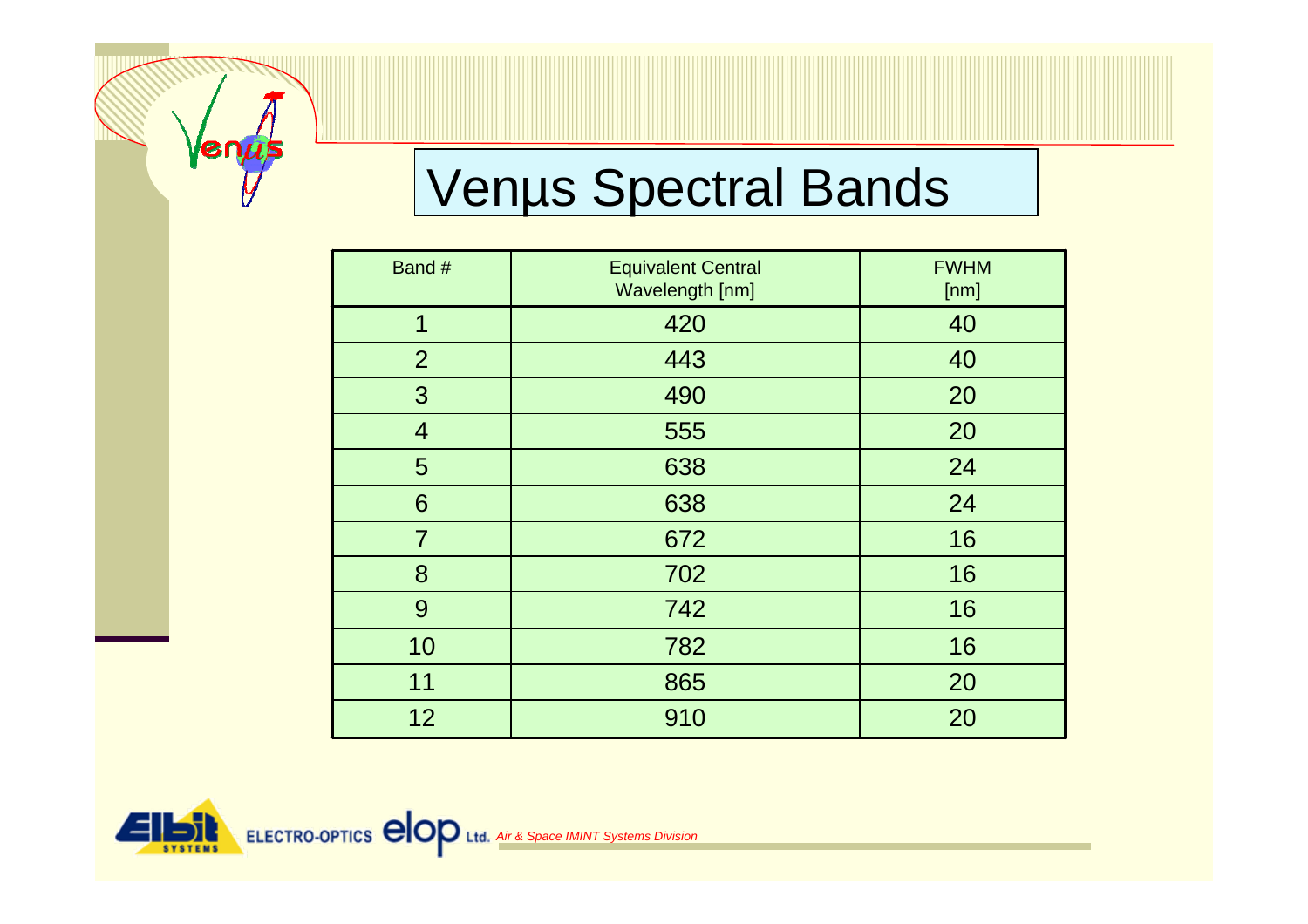# Venμs Spectral Bands

| Band # | Equivalent Central Wavelength [nm] | FWHM [nm] |
|---|---|---|
| 1 | 420 | 40 |
| 2 | 443 | 40 |
| 3 | 490 | 20 |
| 4 | 555 | 20 |
| 5 | 638 | 24 |
| 6 | 638 | 24 |
| 7 | 672 | 16 |
| 8 | 702 | 16 |
| 9 | 742 | 16 |
| 10 | 782 | 16 |
| 11 | 865 | 20 |
| 12 | 910 | 20 |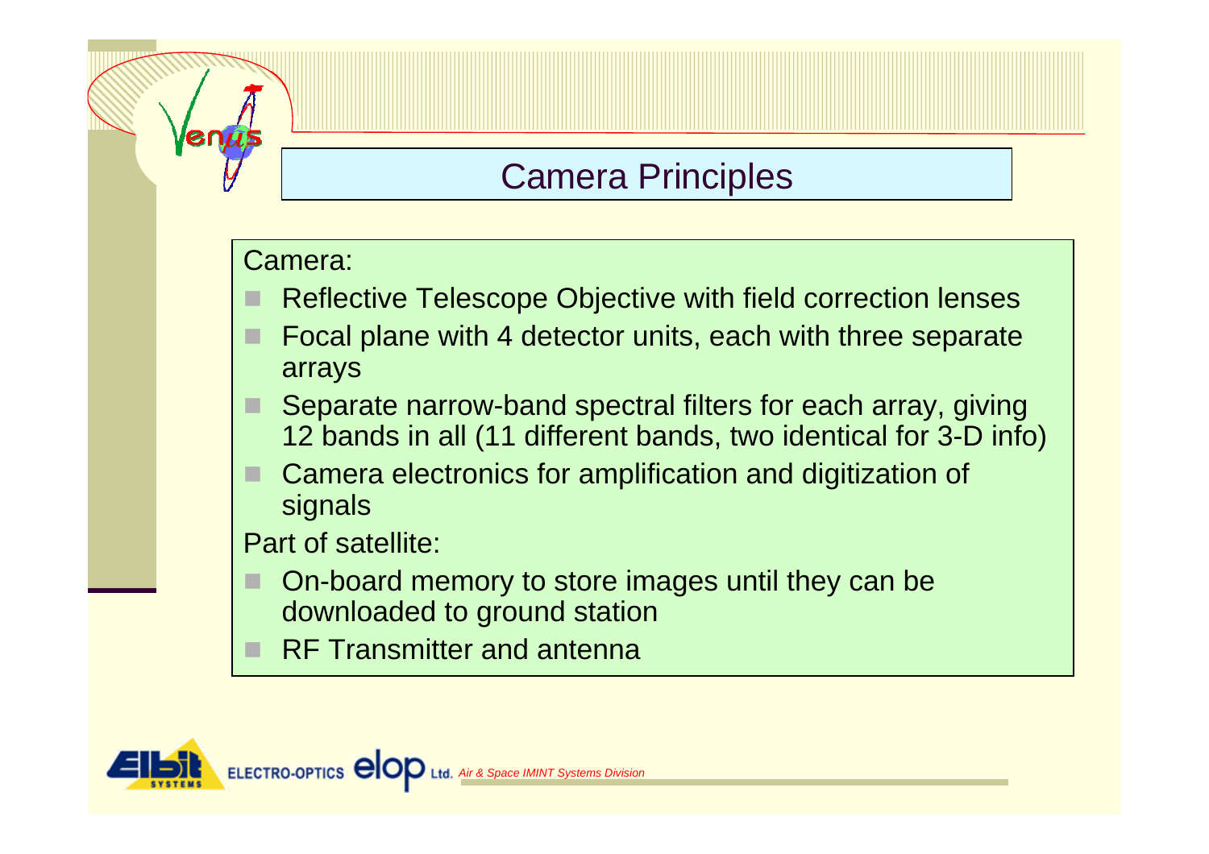## Camera Principles

Camera:

- Reflective Telescope Objective with field correction lenses
- Focal plane with 4 detector units, each with three separate arrays
- Separate narrow-band spectral filters for each array, giving 12 bands in all (11 different bands, two identical for 3-D info)
- Camera electronics for amplification and digitization of signals

Part of satellite:

- On-board memory to store images until they can be downloaded to ground station
- RF Transmitter and antenna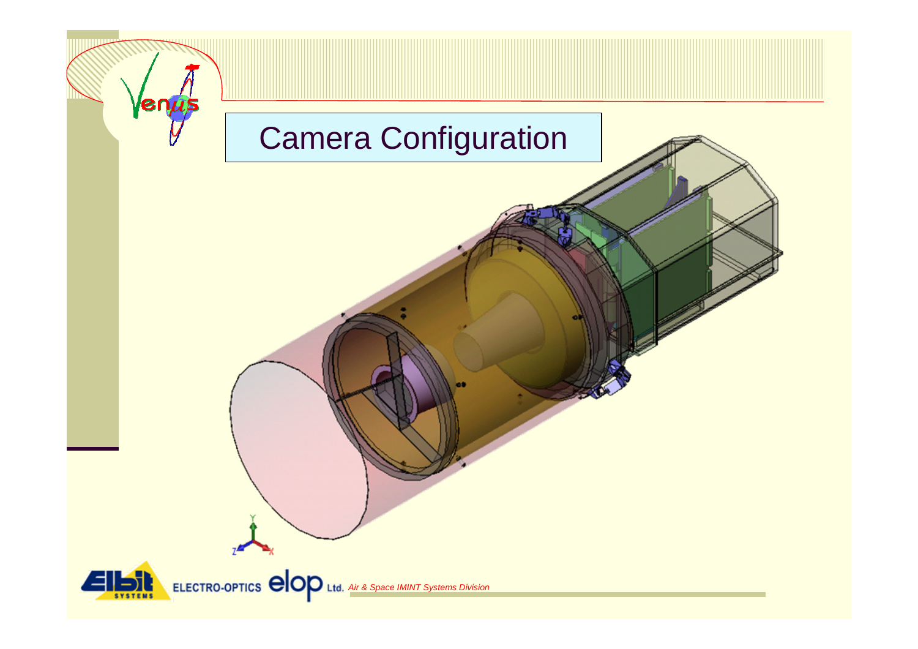# Camera Configuration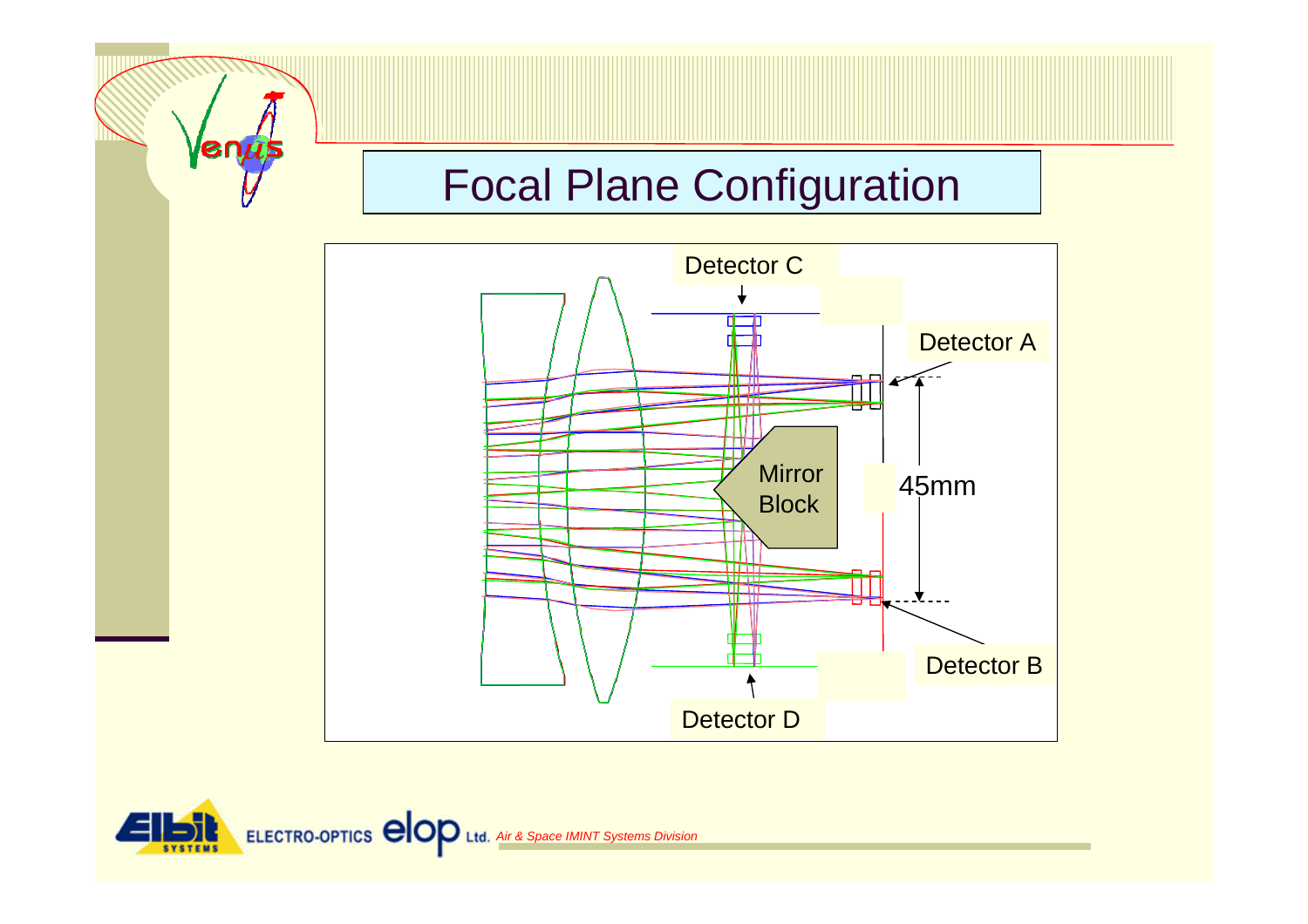# Focal Plane Configuration

Detector C

Detector A

Mirror Block

45mm

Detector B

Detector D

*Air & Space IMINT Systems Division*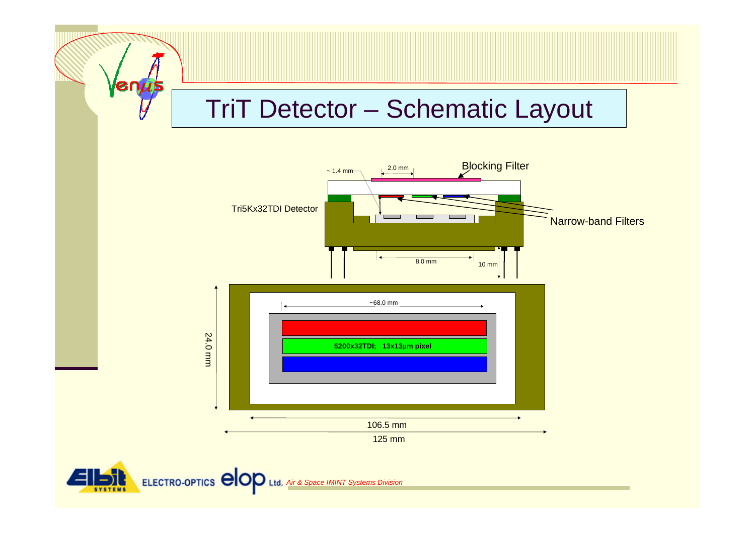# TriT Detector – Schematic Layout

Blocking Filter

~ 1.4 mm

2.0 mm

Tri5Kx32TDI Detector

Narrow-band Filters

8.0 mm

10 mm

~68.0 mm

5200x32TDI; 13x13µm pixel

24.0 mm

106.5 mm

125 mm

ELECTRO-OPTICS elop Ltd. *Air & Space IMINT Systems Division*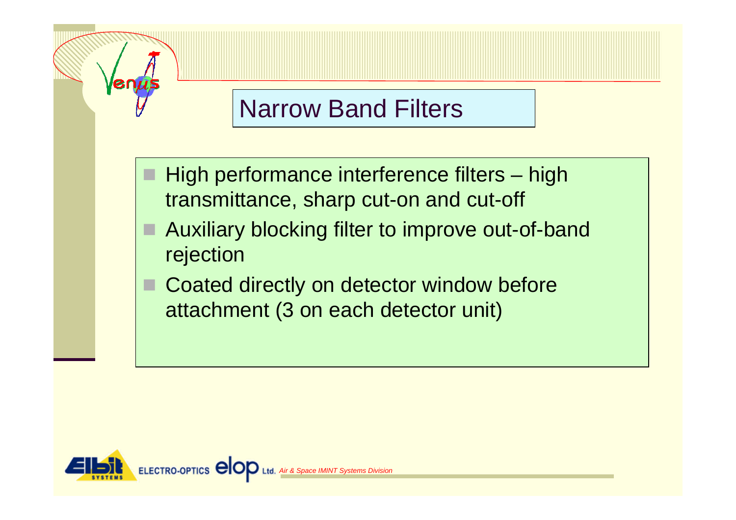# Narrow Band Filters

- High performance interference filters – high transmittance, sharp cut-on and cut-off
- Auxiliary blocking filter to improve out-of-band rejection
- Coated directly on detector window before attachment (3 on each detector unit)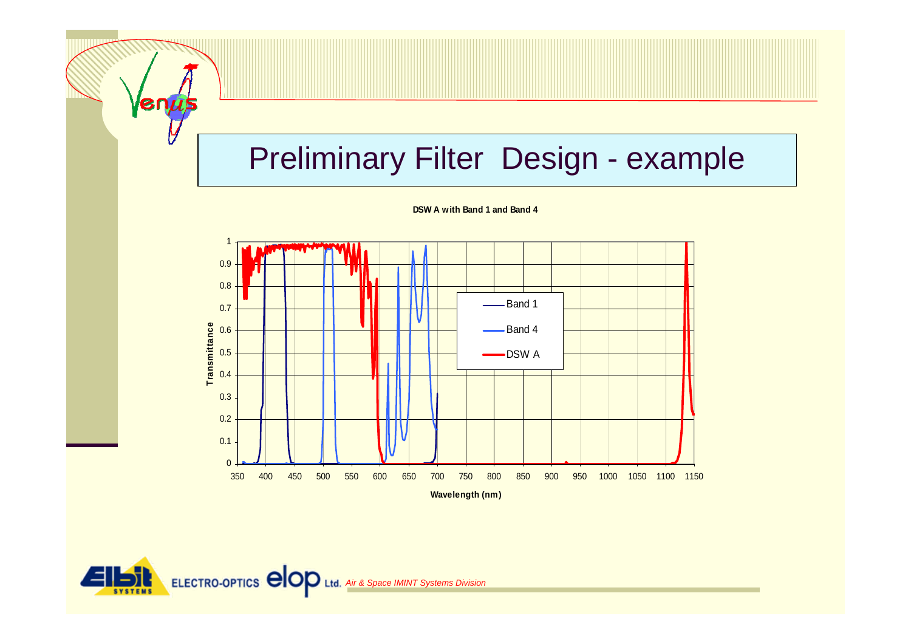# Preliminary Filter Design - example

**DSW A with Band 1 and Band 4**

Band 1

Band 4

DSW A

Transmittance

Wavelength (nm)

*Air & Space IMINT Systems Division*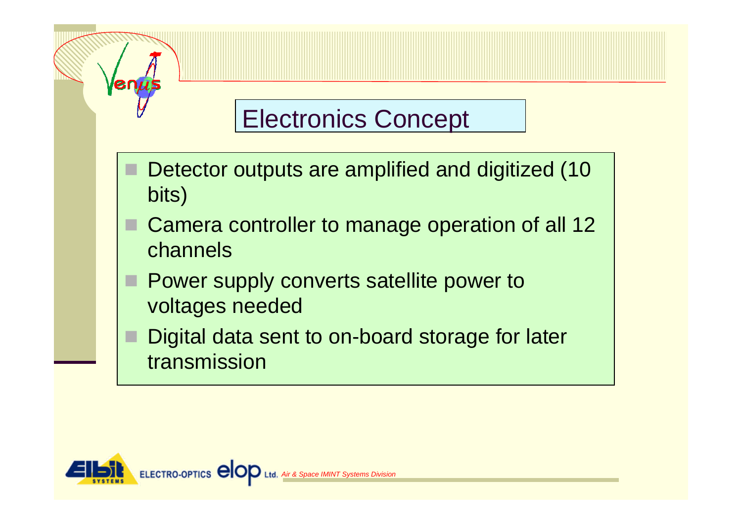## Electronics Concept

- Detector outputs are amplified and digitized (10 bits)
- Camera controller to manage operation of all 12 channels
- Power supply converts satellite power to voltages needed
- Digital data sent to on-board storage for later transmission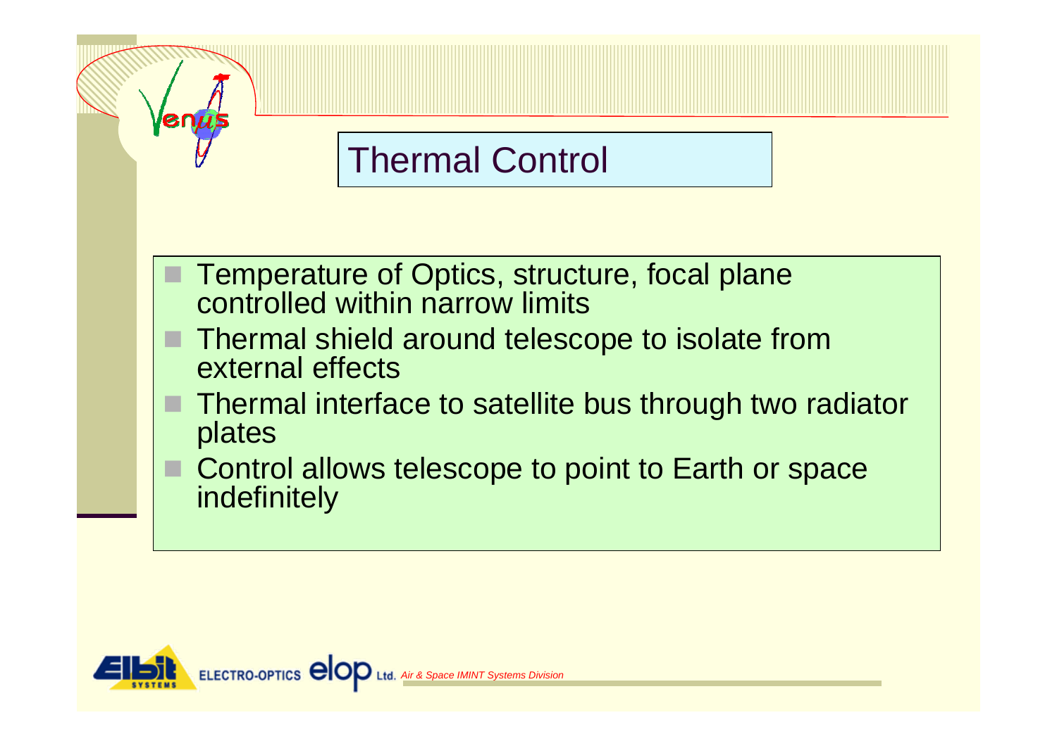# Thermal Control

- Temperature of Optics, structure, focal plane controlled within narrow limits
- Thermal shield around telescope to isolate from external effects
- Thermal interface to satellite bus through two radiator plates
- Control allows telescope to point to Earth or space indefinitely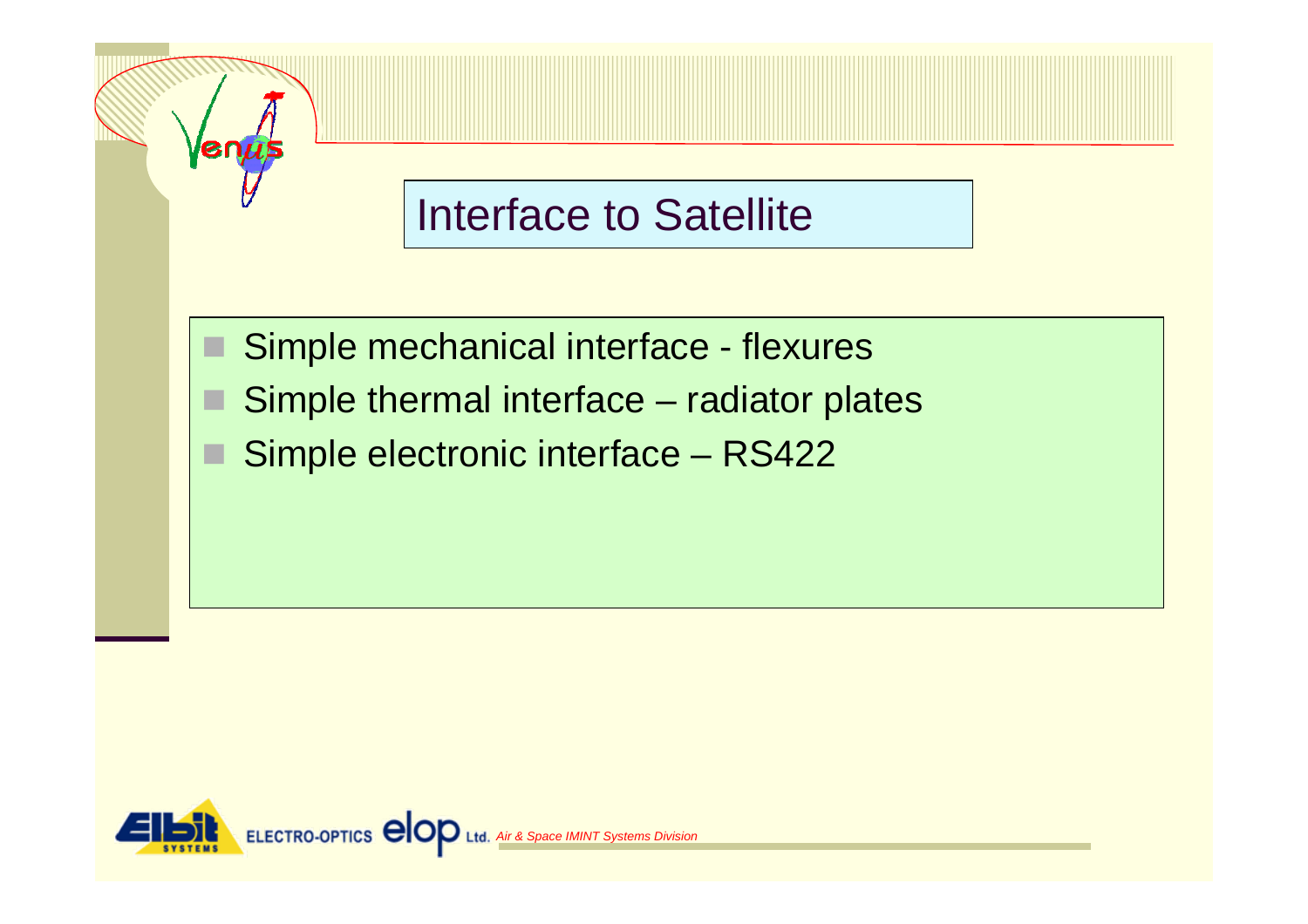# Interface to Satellite

- Simple mechanical interface - flexures
- Simple thermal interface – radiator plates
- Simple electronic interface – RS422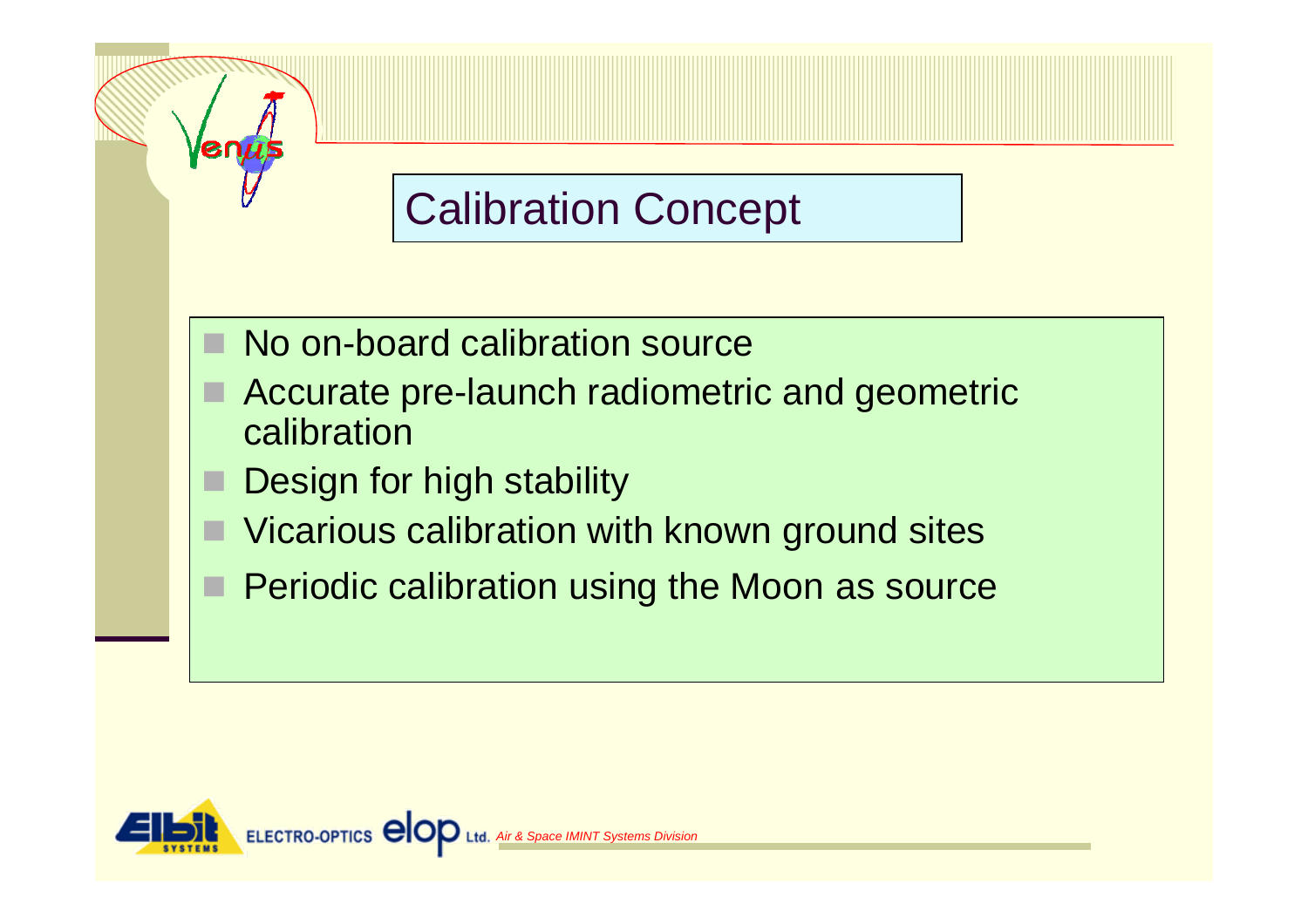# Calibration Concept

- No on-board calibration source
- Accurate pre-launch radiometric and geometric calibration
- Design for high stability
- Vicarious calibration with known ground sites
- Periodic calibration using the Moon as source